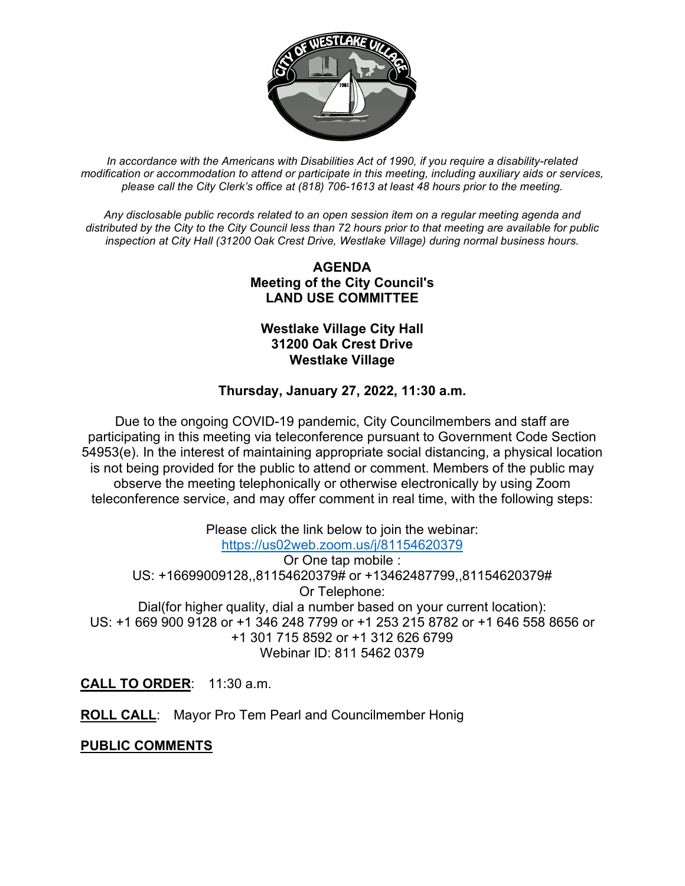*In accordance with the Americans with Disabilities Act of 1990, if you require a disability-related modification or accommodation to attend or participate in this meeting, including auxiliary aids or services, please call the City Clerk's office at (818) 706-1613 at least 48 hours prior to the meeting.*

*Any disclosable public records related to an open session item on a regular meeting agenda and distributed by the City to the City Council less than 72 hours prior to that meeting are available for public inspection at City Hall (31200 Oak Crest Drive, Westlake Village) during normal business hours.*

**AGENDA**
**Meeting of the City Council's**
**LAND USE COMMITTEE**

**Westlake Village City Hall**
**31200 Oak Crest Drive**
**Westlake Village**

**Thursday, January 27, 2022, 11:30 a.m.**

Due to the ongoing COVID-19 pandemic, City Councilmembers and staff are participating in this meeting via teleconference pursuant to Government Code Section 54953(e). In the interest of maintaining appropriate social distancing, a physical location is not being provided for the public to attend or comment. Members of the public may observe the meeting telephonically or otherwise electronically by using Zoom teleconference service, and may offer comment in real time, with the following steps:

Please click the link below to join the webinar:
https://us02web.zoom.us/j/81154620379
Or One tap mobile :
US: +16699009128,,81154620379# or +13462487799,,81154620379#
Or Telephone:
Dial(for higher quality, dial a number based on your current location):
US: +1 669 900 9128 or +1 346 248 7799 or +1 253 215 8782 or +1 646 558 8656 or +1 301 715 8592 or +1 312 626 6799
Webinar ID: 811 5462 0379

**CALL TO ORDER**: 11:30 a.m.

**ROLL CALL**: Mayor Pro Tem Pearl and Councilmember Honig

**PUBLIC COMMENTS**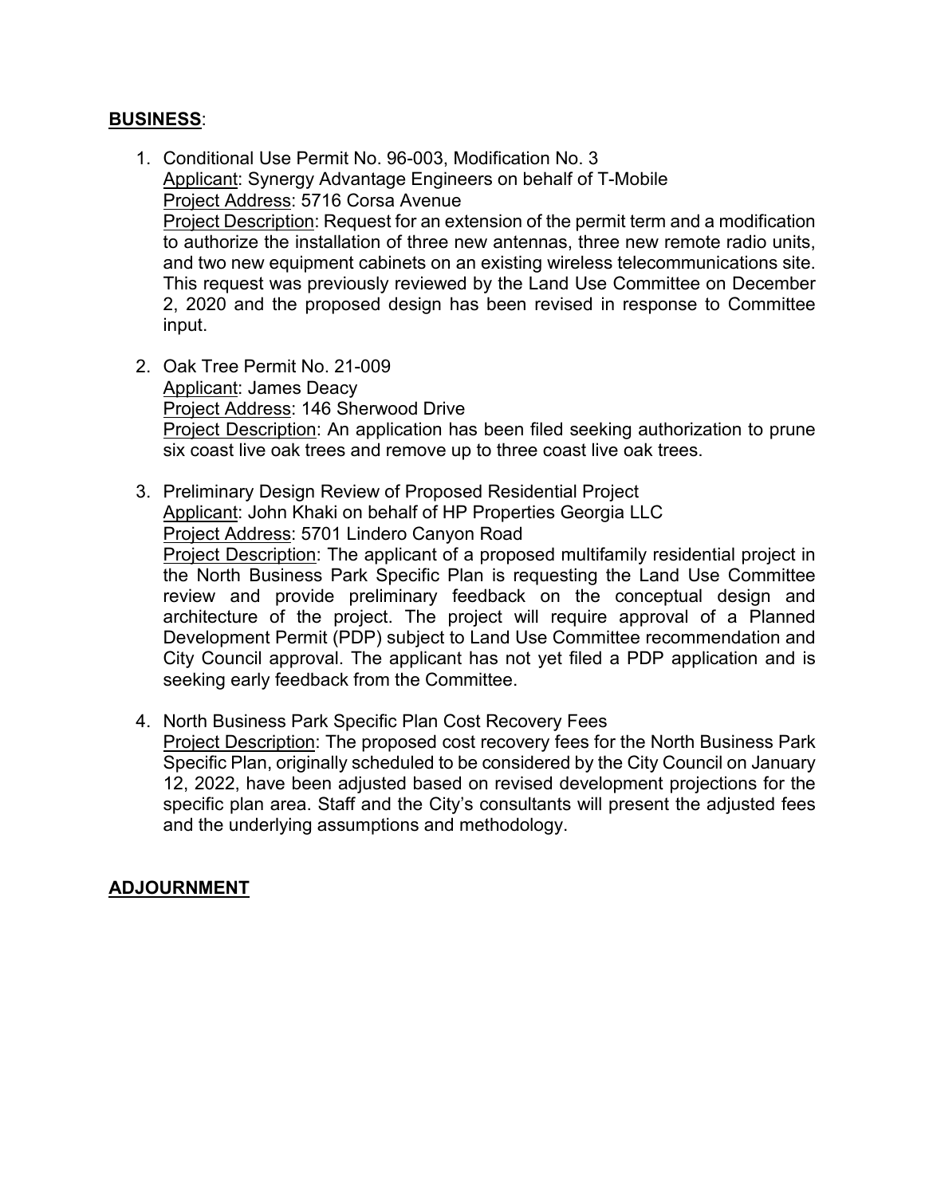**BUSINESS**:

1. Conditional Use Permit No. 96-003, Modification No. 3
   Applicant: Synergy Advantage Engineers on behalf of T-Mobile
   Project Address: 5716 Corsa Avenue
   Project Description: Request for an extension of the permit term and a modification to authorize the installation of three new antennas, three new remote radio units, and two new equipment cabinets on an existing wireless telecommunications site. This request was previously reviewed by the Land Use Committee on December 2, 2020 and the proposed design has been revised in response to Committee input.

2. Oak Tree Permit No. 21-009
   Applicant: James Deacy
   Project Address: 146 Sherwood Drive
   Project Description: An application has been filed seeking authorization to prune six coast live oak trees and remove up to three coast live oak trees.

3. Preliminary Design Review of Proposed Residential Project
   Applicant: John Khaki on behalf of HP Properties Georgia LLC
   Project Address: 5701 Lindero Canyon Road
   Project Description: The applicant of a proposed multifamily residential project in the North Business Park Specific Plan is requesting the Land Use Committee review and provide preliminary feedback on the conceptual design and architecture of the project. The project will require approval of a Planned Development Permit (PDP) subject to Land Use Committee recommendation and City Council approval. The applicant has not yet filed a PDP application and is seeking early feedback from the Committee.

4. North Business Park Specific Plan Cost Recovery Fees
   Project Description: The proposed cost recovery fees for the North Business Park Specific Plan, originally scheduled to be considered by the City Council on January 12, 2022, have been adjusted based on revised development projections for the specific plan area. Staff and the City's consultants will present the adjusted fees and the underlying assumptions and methodology.

**ADJOURNMENT**